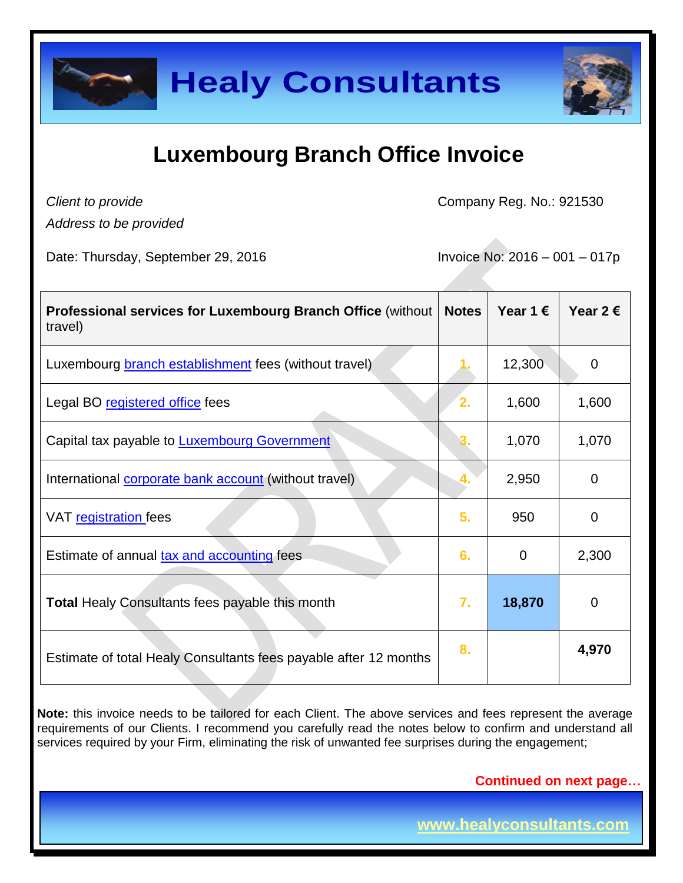# Healy Consultants

## Luxembourg Branch Office Invoice

*Client to provide*
*Address to be provided*

Company Reg. No.: 921530

Date: Thursday, September 29, 2016

Invoice No: 2016 – 001 – 017p

| **Professional services for Luxembourg Branch Office** (without travel) | **Notes** | **Year 1 €** | **Year 2 €** |
|---|---|---|---|
| Luxembourg branch establishment fees (without travel) | 1. | 12,300 | 0 |
| Legal BO registered office fees | 2. | 1,600 | 1,600 |
| Capital tax payable to Luxembourg Government | 3. | 1,070 | 1,070 |
| International corporate bank account (without travel) | 4. | 2,950 | 0 |
| VAT registration fees | 5. | 950 | 0 |
| Estimate of annual tax and accounting fees | 6. | 0 | 2,300 |
| **Total** Healy Consultants fees payable this month | 7. | **18,870** | 0 |
| Estimate of total Healy Consultants fees payable after 12 months | 8. | | **4,970** |

**Note:** this invoice needs to be tailored for each Client. The above services and fees represent the average requirements of our Clients. I recommend you carefully read the notes below to confirm and understand all services required by your Firm, eliminating the risk of unwanted fee surprises during the engagement;

**Continued on next page…**

www.healyconsultants.com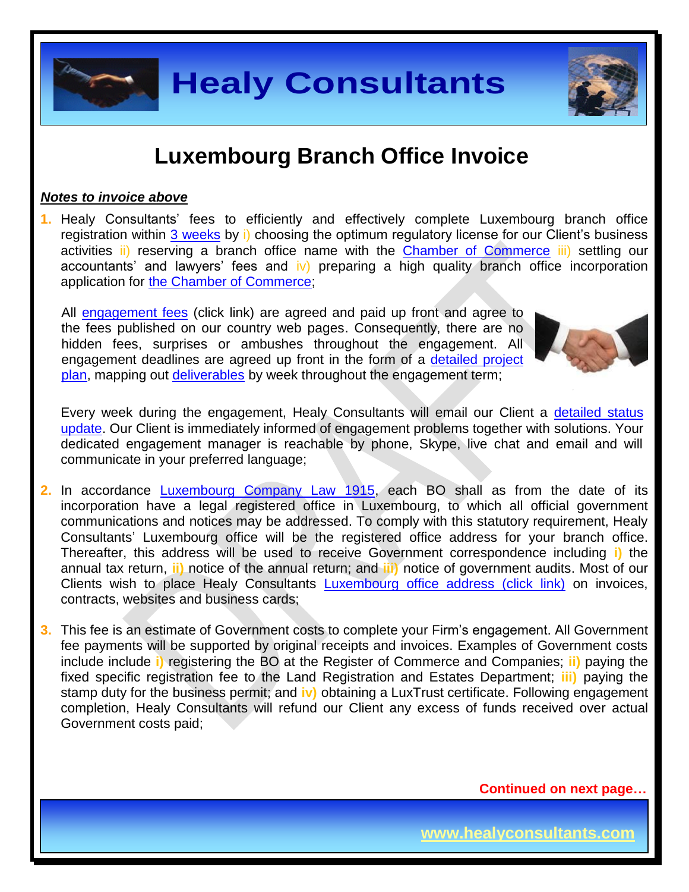# Luxembourg Branch Office Invoice

***Notes to invoice above***

1. Healy Consultants' fees to efficiently and effectively complete Luxembourg branch office registration within 3 weeks by i) choosing the optimum regulatory license for our Client's business activities ii) reserving a branch office name with the Chamber of Commerce iii) settling our accountants' and lawyers' fees and iv) preparing a high quality branch office incorporation application for the Chamber of Commerce;

   All engagement fees (click link) are agreed and paid up front and agree to the fees published on our country web pages. Consequently, there are no hidden fees, surprises or ambushes throughout the engagement. All engagement deadlines are agreed up front in the form of a detailed project plan, mapping out deliverables by week throughout the engagement term;

   Every week during the engagement, Healy Consultants will email our Client a detailed status update. Our Client is immediately informed of engagement problems together with solutions. Your dedicated engagement manager is reachable by phone, Skype, live chat and email and will communicate in your preferred language;

2. In accordance Luxembourg Company Law 1915, each BO shall as from the date of its incorporation have a legal registered office in Luxembourg, to which all official government communications and notices may be addressed. To comply with this statutory requirement, Healy Consultants' Luxembourg office will be the registered office address for your branch office. Thereafter, this address will be used to receive Government correspondence including **i)** the annual tax return, **ii)** notice of the annual return; and **iii)** notice of government audits. Most of our Clients wish to place Healy Consultants Luxembourg office address (click link) on invoices, contracts, websites and business cards;

3. This fee is an estimate of Government costs to complete your Firm's engagement. All Government fee payments will be supported by original receipts and invoices. Examples of Government costs include include **i)** registering the BO at the Register of Commerce and Companies; **ii)** paying the fixed specific registration fee to the Land Registration and Estates Department; **iii)** paying the stamp duty for the business permit; and **iv)** obtaining a LuxTrust certificate. Following engagement completion, Healy Consultants will refund our Client any excess of funds received over actual Government costs paid;

**Continued on next page…**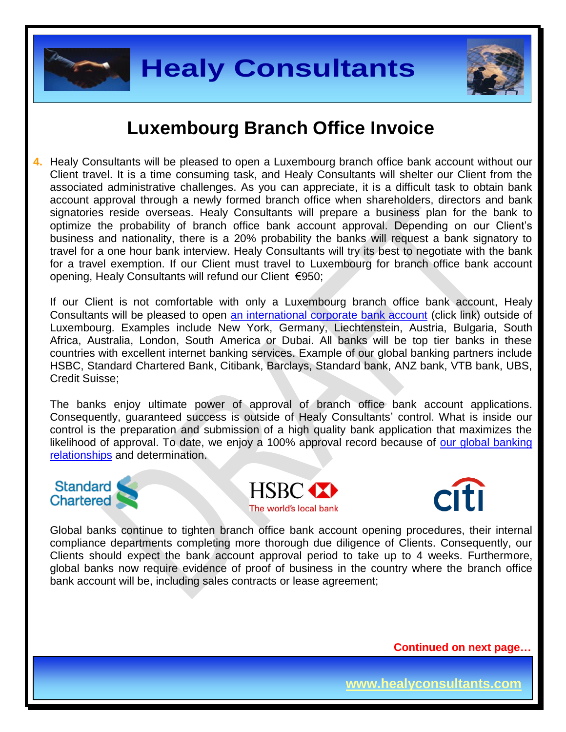## Luxembourg Branch Office Invoice

4. Healy Consultants will be pleased to open a Luxembourg branch office bank account without our Client travel. It is a time consuming task, and Healy Consultants will shelter our Client from the associated administrative challenges. As you can appreciate, it is a difficult task to obtain bank account approval through a newly formed branch office when shareholders, directors and bank signatories reside overseas. Healy Consultants will prepare a business plan for the bank to optimize the probability of branch office bank account approval. Depending on our Client's business and nationality, there is a 20% probability the banks will request a bank signatory to travel for a one hour bank interview. Healy Consultants will try its best to negotiate with the bank for a travel exemption. If our Client must travel to Luxembourg for branch office bank account opening, Healy Consultants will refund our Client €950;

   If our Client is not comfortable with only a Luxembourg branch office bank account, Healy Consultants will be pleased to open [an international corporate bank account](#) (click link) outside of Luxembourg. Examples include New York, Germany, Liechtenstein, Austria, Bulgaria, South Africa, Australia, London, South America or Dubai. All banks will be top tier banks in these countries with excellent internet banking services. Example of our global banking partners include HSBC, Standard Chartered Bank, Citibank, Barclays, Standard bank, ANZ bank, VTB bank, UBS, Credit Suisse;

   The banks enjoy ultimate power of approval of branch office bank account applications. Consequently, guaranteed success is outside of Healy Consultants' control. What is inside our control is the preparation and submission of a high quality bank application that maximizes the likelihood of approval. To date, we enjoy a 100% approval record because of [our global banking relationships](#) and determination.

   Global banks continue to tighten branch office bank account opening procedures, their internal compliance departments completing more thorough due diligence of Clients. Consequently, our Clients should expect the bank account approval period to take up to 4 weeks. Furthermore, global banks now require evidence of proof of business in the country where the branch office bank account will be, including sales contracts or lease agreement;

**Continued on next page…**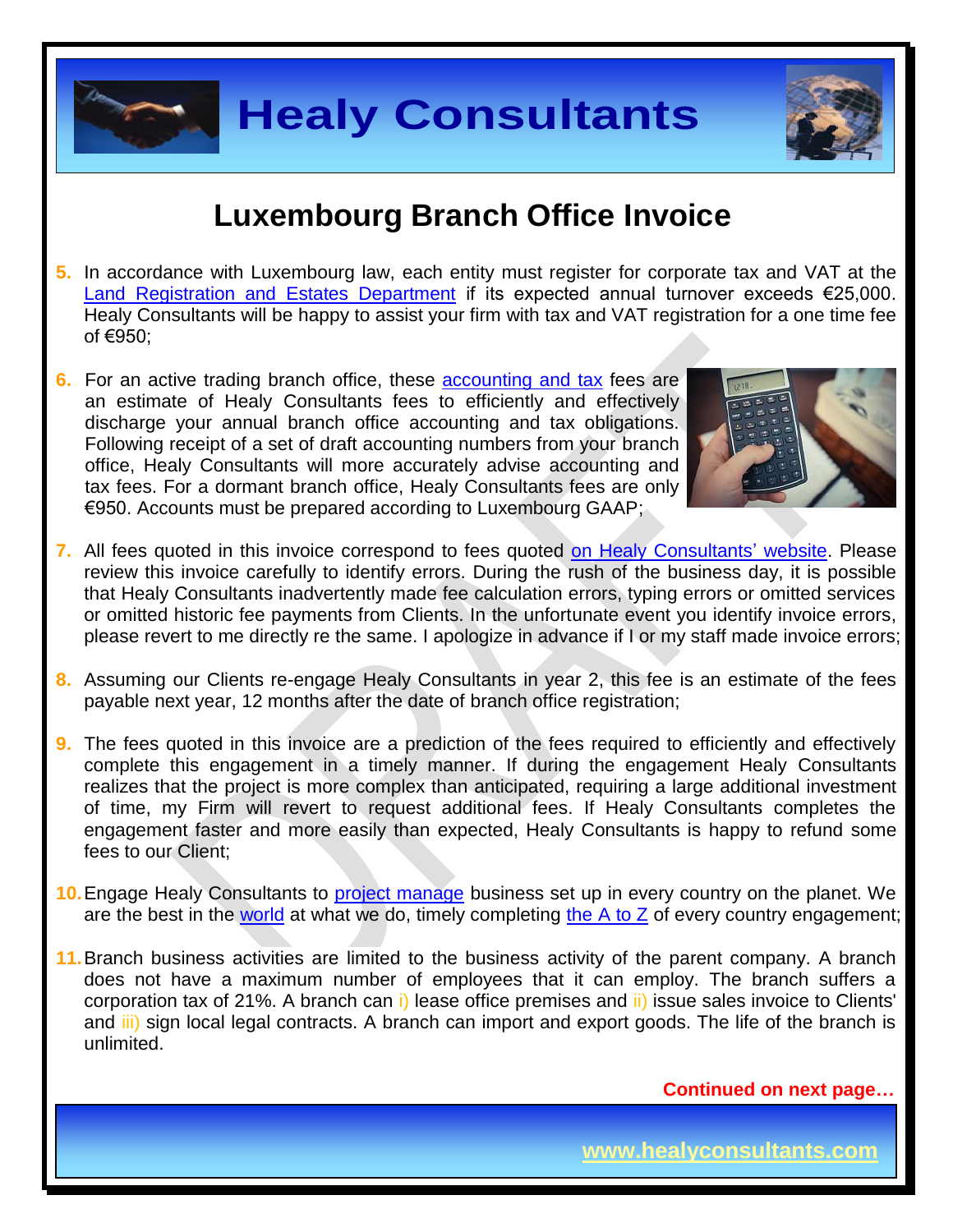## Luxembourg Branch Office Invoice

5. In accordance with Luxembourg law, each entity must register for corporate tax and VAT at the Land Registration and Estates Department if its expected annual turnover exceeds €25,000. Healy Consultants will be happy to assist your firm with tax and VAT registration for a one time fee of €950;

6. For an active trading branch office, these accounting and tax fees are an estimate of Healy Consultants fees to efficiently and effectively discharge your annual branch office accounting and tax obligations. Following receipt of a set of draft accounting numbers from your branch office, Healy Consultants will more accurately advise accounting and tax fees. For a dormant branch office, Healy Consultants fees are only €950. Accounts must be prepared according to Luxembourg GAAP;

7. All fees quoted in this invoice correspond to fees quoted on Healy Consultants' website. Please review this invoice carefully to identify errors. During the rush of the business day, it is possible that Healy Consultants inadvertently made fee calculation errors, typing errors or omitted services or omitted historic fee payments from Clients. In the unfortunate event you identify invoice errors, please revert to me directly re the same. I apologize in advance if I or my staff made invoice errors;

8. Assuming our Clients re-engage Healy Consultants in year 2, this fee is an estimate of the fees payable next year, 12 months after the date of branch office registration;

9. The fees quoted in this invoice are a prediction of the fees required to efficiently and effectively complete this engagement in a timely manner. If during the engagement Healy Consultants realizes that the project is more complex than anticipated, requiring a large additional investment of time, my Firm will revert to request additional fees. If Healy Consultants completes the engagement faster and more easily than expected, Healy Consultants is happy to refund some fees to our Client;

10. Engage Healy Consultants to project manage business set up in every country on the planet. We are the best in the world at what we do, timely completing the A to Z of every country engagement;

11. Branch business activities are limited to the business activity of the parent company. A branch does not have a maximum number of employees that it can employ. The branch suffers a corporation tax of 21%. A branch can i) lease office premises and ii) issue sales invoice to Clients' and iii) sign local legal contracts. A branch can import and export goods. The life of the branch is unlimited.

**Continued on next page…**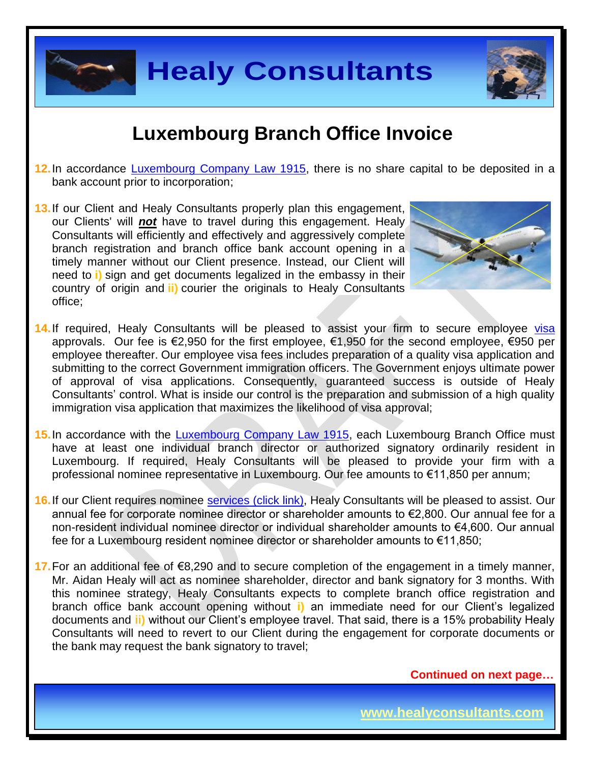# Luxembourg Branch Office Invoice

12. In accordance [Luxembourg Company Law 1915](), there is no share capital to be deposited in a bank account prior to incorporation;

13. If our Client and Healy Consultants properly plan this engagement, our Clients' will ***not*** have to travel during this engagement. Healy Consultants will efficiently and effectively and aggressively complete branch registration and branch office bank account opening in a timely manner without our Client presence. Instead, our Client will need to **i)** sign and get documents legalized in the embassy in their country of origin and **ii)** courier the originals to Healy Consultants office;

14. If required, Healy Consultants will be pleased to assist your firm to secure employee [visa]() approvals. Our fee is €2,950 for the first employee, €1,950 for the second employee, €950 per employee thereafter. Our employee visa fees includes preparation of a quality visa application and submitting to the correct Government immigration officers. The Government enjoys ultimate power of approval of visa applications. Consequently, guaranteed success is outside of Healy Consultants' control. What is inside our control is the preparation and submission of a high quality immigration visa application that maximizes the likelihood of visa approval;

15. In accordance with the [Luxembourg Company Law 1915](), each Luxembourg Branch Office must have at least one individual branch director or authorized signatory ordinarily resident in Luxembourg. If required, Healy Consultants will be pleased to provide your firm with a professional nominee representative in Luxembourg. Our fee amounts to €11,850 per annum;

16. If our Client requires nominee [services (click link)](), Healy Consultants will be pleased to assist. Our annual fee for corporate nominee director or shareholder amounts to €2,800. Our annual fee for a non-resident individual nominee director or individual shareholder amounts to €4,600. Our annual fee for a Luxembourg resident nominee director or shareholder amounts to €11,850;

17. For an additional fee of €8,290 and to secure completion of the engagement in a timely manner, Mr. Aidan Healy will act as nominee shareholder, director and bank signatory for 3 months. With this nominee strategy, Healy Consultants expects to complete branch office registration and branch office bank account opening without **i)** an immediate need for our Client's legalized documents and **ii)** without our Client's employee travel. That said, there is a 15% probability Healy Consultants will need to revert to our Client during the engagement for corporate documents or the bank may request the bank signatory to travel;

**Continued on next page…**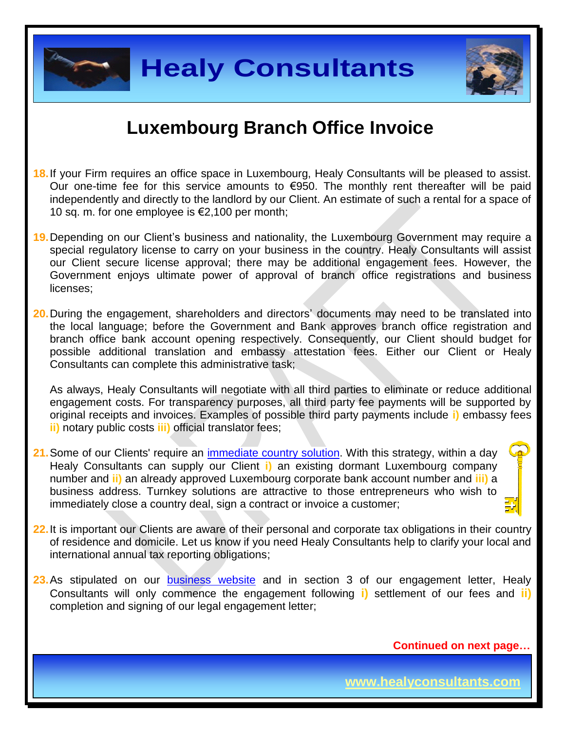# Luxembourg Branch Office Invoice

18. If your Firm requires an office space in Luxembourg, Healy Consultants will be pleased to assist. Our one-time fee for this service amounts to €950. The monthly rent thereafter will be paid independently and directly to the landlord by our Client. An estimate of such a rental for a space of 10 sq. m. for one employee is €2,100 per month;

19. Depending on our Client's business and nationality, the Luxembourg Government may require a special regulatory license to carry on your business in the country. Healy Consultants will assist our Client secure license approval; there may be additional engagement fees. However, the Government enjoys ultimate power of approval of branch office registrations and business licenses;

20. During the engagement, shareholders and directors' documents may need to be translated into the local language; before the Government and Bank approves branch office registration and branch office bank account opening respectively. Consequently, our Client should budget for possible additional translation and embassy attestation fees. Either our Client or Healy Consultants can complete this administrative task;

    As always, Healy Consultants will negotiate with all third parties to eliminate or reduce additional engagement costs. For transparency purposes, all third party fee payments will be supported by original receipts and invoices. Examples of possible third party payments include **i)** embassy fees **ii)** notary public costs **iii)** official translator fees;

21. Some of our Clients' require an [immediate country solution](). With this strategy, within a day Healy Consultants can supply our Client **i)** an existing dormant Luxembourg company number and **ii)** an already approved Luxembourg corporate bank account number and **iii)** a business address. Turnkey solutions are attractive to those entrepreneurs who wish to immediately close a country deal, sign a contract or invoice a customer;

22. It is important our Clients are aware of their personal and corporate tax obligations in their country of residence and domicile. Let us know if you need Healy Consultants help to clarify your local and international annual tax reporting obligations;

23. As stipulated on our [business website]() and in section 3 of our engagement letter, Healy Consultants will only commence the engagement following **i)** settlement of our fees and **ii)** completion and signing of our legal engagement letter;

**Continued on next page…**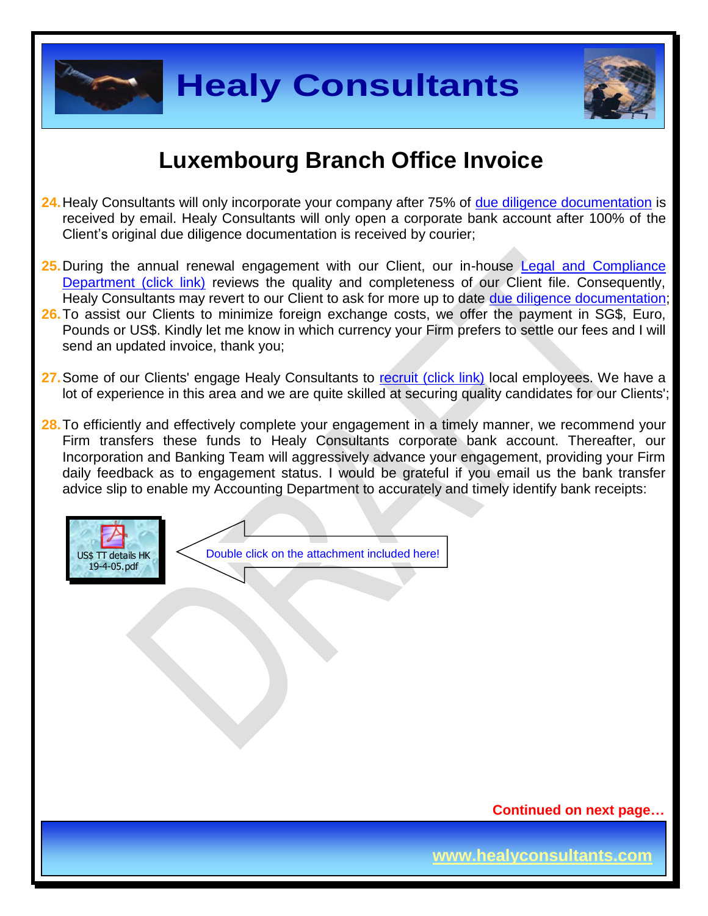# Luxembourg Branch Office Invoice

24. Healy Consultants will only incorporate your company after 75% of due diligence documentation is received by email. Healy Consultants will only open a corporate bank account after 100% of the Client's original due diligence documentation is received by courier;

25. During the annual renewal engagement with our Client, our in-house Legal and Compliance Department (click link) reviews the quality and completeness of our Client file. Consequently, Healy Consultants may revert to our Client to ask for more up to date due diligence documentation;

26. To assist our Clients to minimize foreign exchange costs, we offer the payment in SG$, Euro, Pounds or US$. Kindly let me know in which currency your Firm prefers to settle our fees and I will send an updated invoice, thank you;

27. Some of our Clients' engage Healy Consultants to recruit (click link) local employees. We have a lot of experience in this area and we are quite skilled at securing quality candidates for our Clients';

28. To efficiently and effectively complete your engagement in a timely manner, we recommend your Firm transfers these funds to Healy Consultants corporate bank account. Thereafter, our Incorporation and Banking Team will aggressively advance your engagement, providing your Firm daily feedback as to engagement status. I would be grateful if you email us the bank transfer advice slip to enable my Accounting Department to accurately and timely identify bank receipts:

US$ TT details HK 19-4-05.pdf

Double click on the attachment included here!

**Continued on next page…**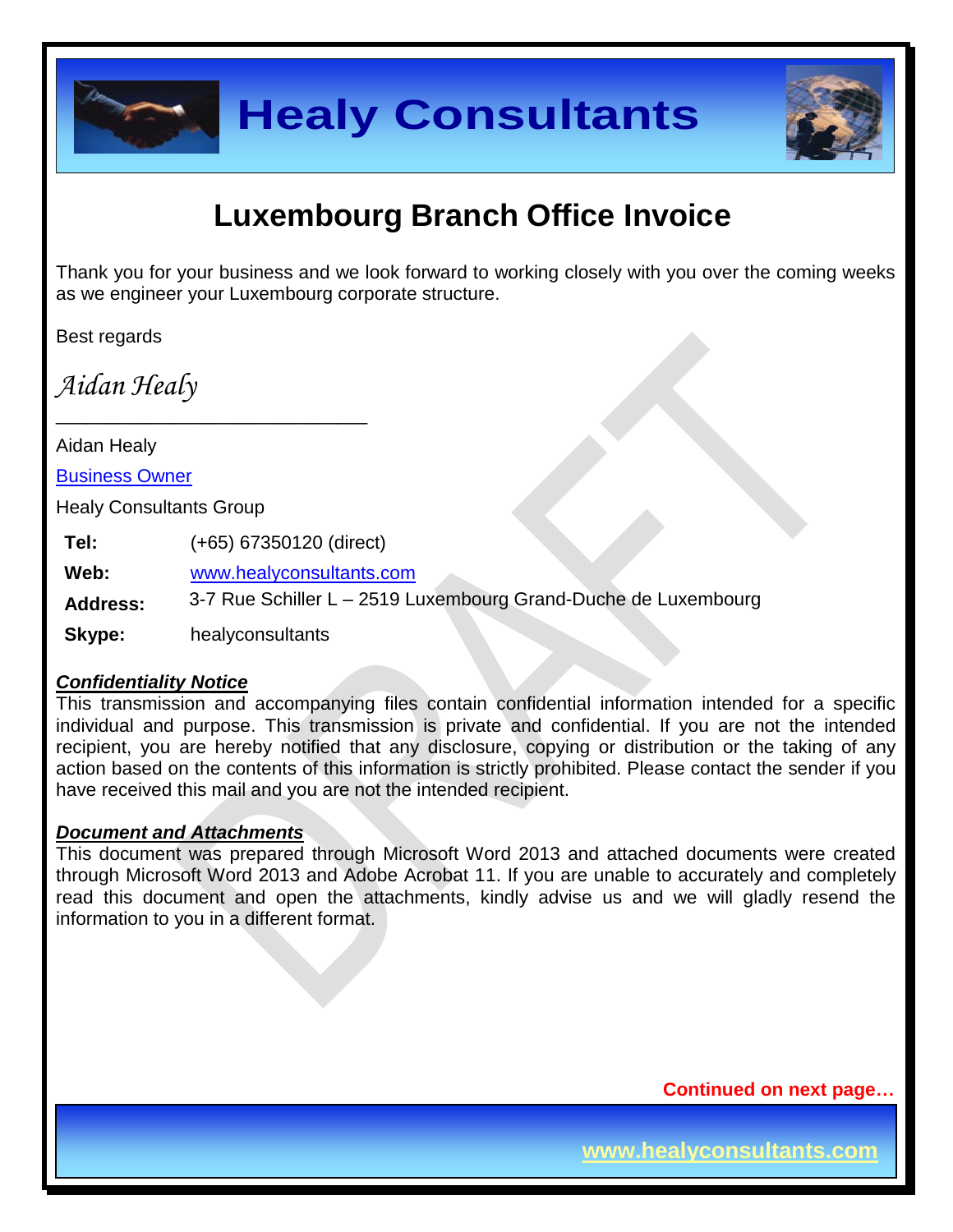# Luxembourg Branch Office Invoice

Thank you for your business and we look forward to working closely with you over the coming weeks as we engineer your Luxembourg corporate structure.

Best regards

*Aidan Healy*

______________________________

Aidan Healy

[Business Owner](#)

Healy Consultants Group

| | |
|---|---|
| **Tel:** | (+65) 67350120 (direct) |
| **Web:** | www.healyconsultants.com |
| **Address:** | 3-7 Rue Schiller L – 2519 Luxembourg Grand-Duche de Luxembourg |
| **Skype:** | healyconsultants |

***Confidentiality Notice***

This transmission and accompanying files contain confidential information intended for a specific individual and purpose. This transmission is private and confidential. If you are not the intended recipient, you are hereby notified that any disclosure, copying or distribution or the taking of any action based on the contents of this information is strictly prohibited. Please contact the sender if you have received this mail and you are not the intended recipient.

***Document and Attachments***

This document was prepared through Microsoft Word 2013 and attached documents were created through Microsoft Word 2013 and Adobe Acrobat 11. If you are unable to accurately and completely read this document and open the attachments, kindly advise us and we will gladly resend the information to you in a different format.

**Continued on next page…**